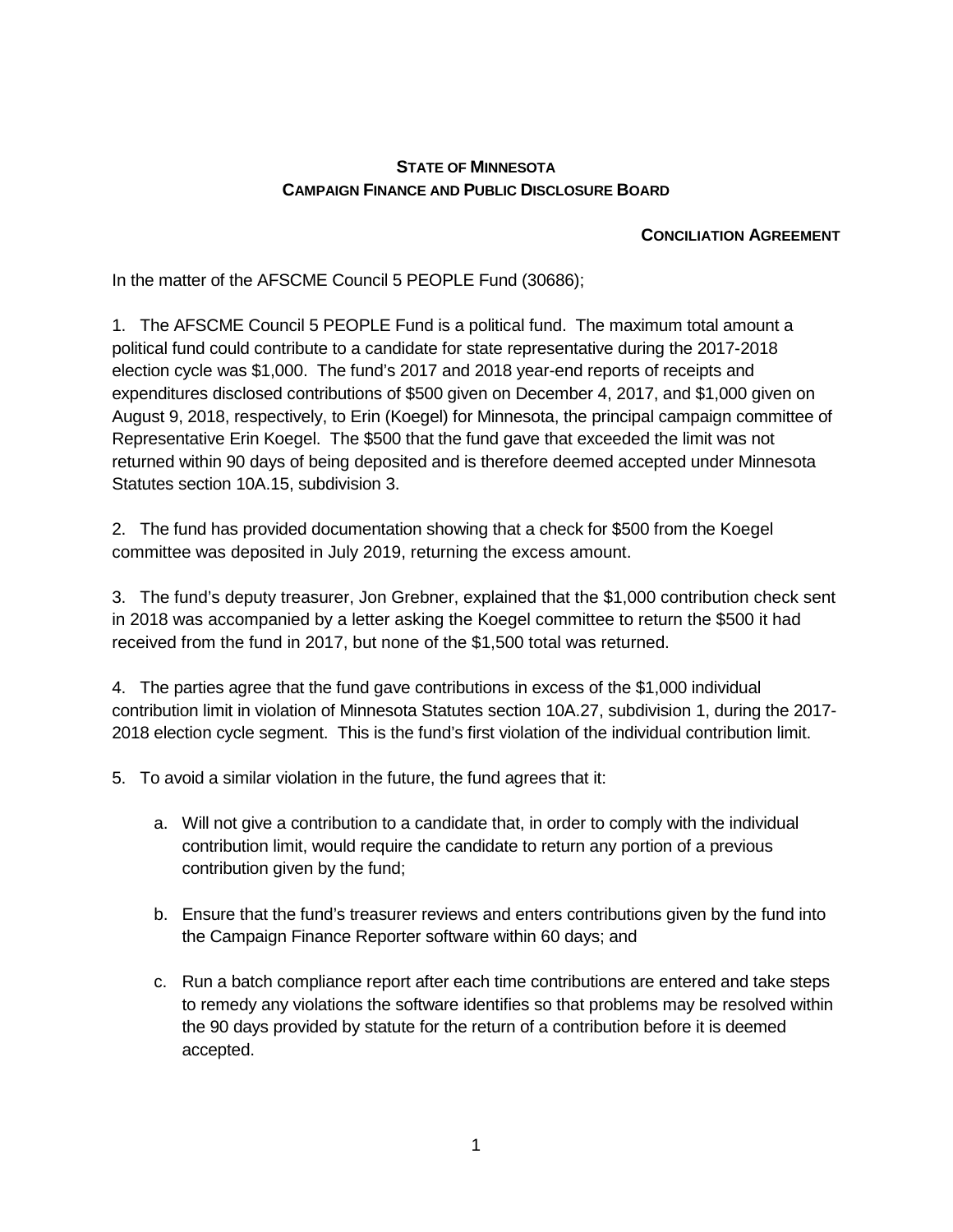**STATE OF MINNESOTA**
**CAMPAIGN FINANCE AND PUBLIC DISCLOSURE BOARD**

**CONCILIATION AGREEMENT**

In the matter of the AFSCME Council 5 PEOPLE Fund (30686);

1. The AFSCME Council 5 PEOPLE Fund is a political fund. The maximum total amount a political fund could contribute to a candidate for state representative during the 2017-2018 election cycle was $1,000. The fund's 2017 and 2018 year-end reports of receipts and expenditures disclosed contributions of $500 given on December 4, 2017, and $1,000 given on August 9, 2018, respectively, to Erin (Koegel) for Minnesota, the principal campaign committee of Representative Erin Koegel. The $500 that the fund gave that exceeded the limit was not returned within 90 days of being deposited and is therefore deemed accepted under Minnesota Statutes section 10A.15, subdivision 3.

2. The fund has provided documentation showing that a check for $500 from the Koegel committee was deposited in July 2019, returning the excess amount.

3. The fund's deputy treasurer, Jon Grebner, explained that the $1,000 contribution check sent in 2018 was accompanied by a letter asking the Koegel committee to return the $500 it had received from the fund in 2017, but none of the $1,500 total was returned.

4. The parties agree that the fund gave contributions in excess of the $1,000 individual contribution limit in violation of Minnesota Statutes section 10A.27, subdivision 1, during the 2017-2018 election cycle segment. This is the fund's first violation of the individual contribution limit.

5. To avoid a similar violation in the future, the fund agrees that it:

   a. Will not give a contribution to a candidate that, in order to comply with the individual contribution limit, would require the candidate to return any portion of a previous contribution given by the fund;

   b. Ensure that the fund's treasurer reviews and enters contributions given by the fund into the Campaign Finance Reporter software within 60 days; and

   c. Run a batch compliance report after each time contributions are entered and take steps to remedy any violations the software identifies so that problems may be resolved within the 90 days provided by statute for the return of a contribution before it is deemed accepted.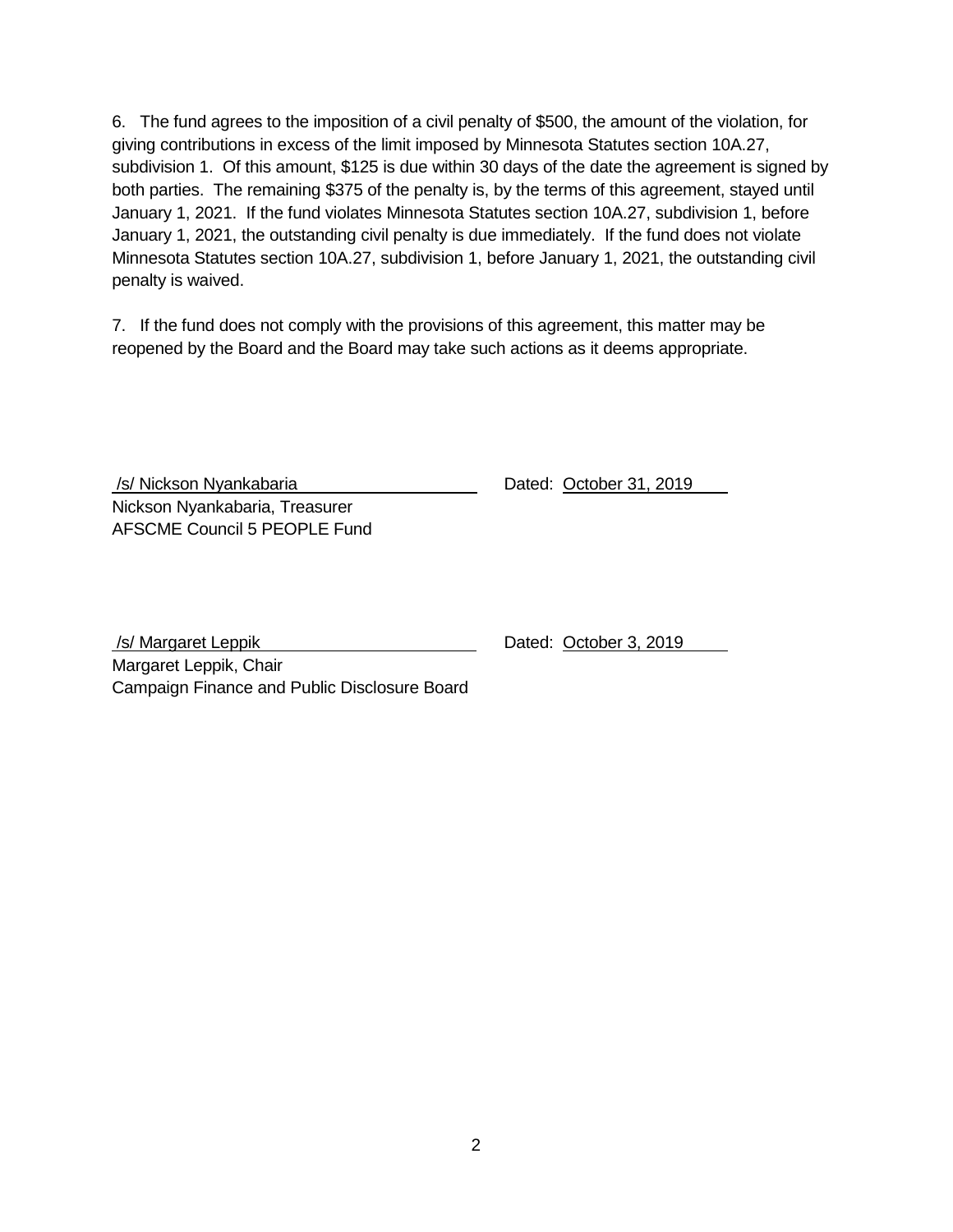6. The fund agrees to the imposition of a civil penalty of $500, the amount of the violation, for giving contributions in excess of the limit imposed by Minnesota Statutes section 10A.27, subdivision 1. Of this amount, $125 is due within 30 days of the date the agreement is signed by both parties. The remaining $375 of the penalty is, by the terms of this agreement, stayed until January 1, 2021. If the fund violates Minnesota Statutes section 10A.27, subdivision 1, before January 1, 2021, the outstanding civil penalty is due immediately. If the fund does not violate Minnesota Statutes section 10A.27, subdivision 1, before January 1, 2021, the outstanding civil penalty is waived.

7. If the fund does not comply with the provisions of this agreement, this matter may be reopened by the Board and the Board may take such actions as it deems appropriate.

/s/ Nickson Nyankabaria　　　　Dated: October 31, 2019

Nickson Nyankabaria, Treasurer
AFSCME Council 5 PEOPLE Fund

/s/ Margaret Leppik　　　　Dated: October 3, 2019

Margaret Leppik, Chair
Campaign Finance and Public Disclosure Board